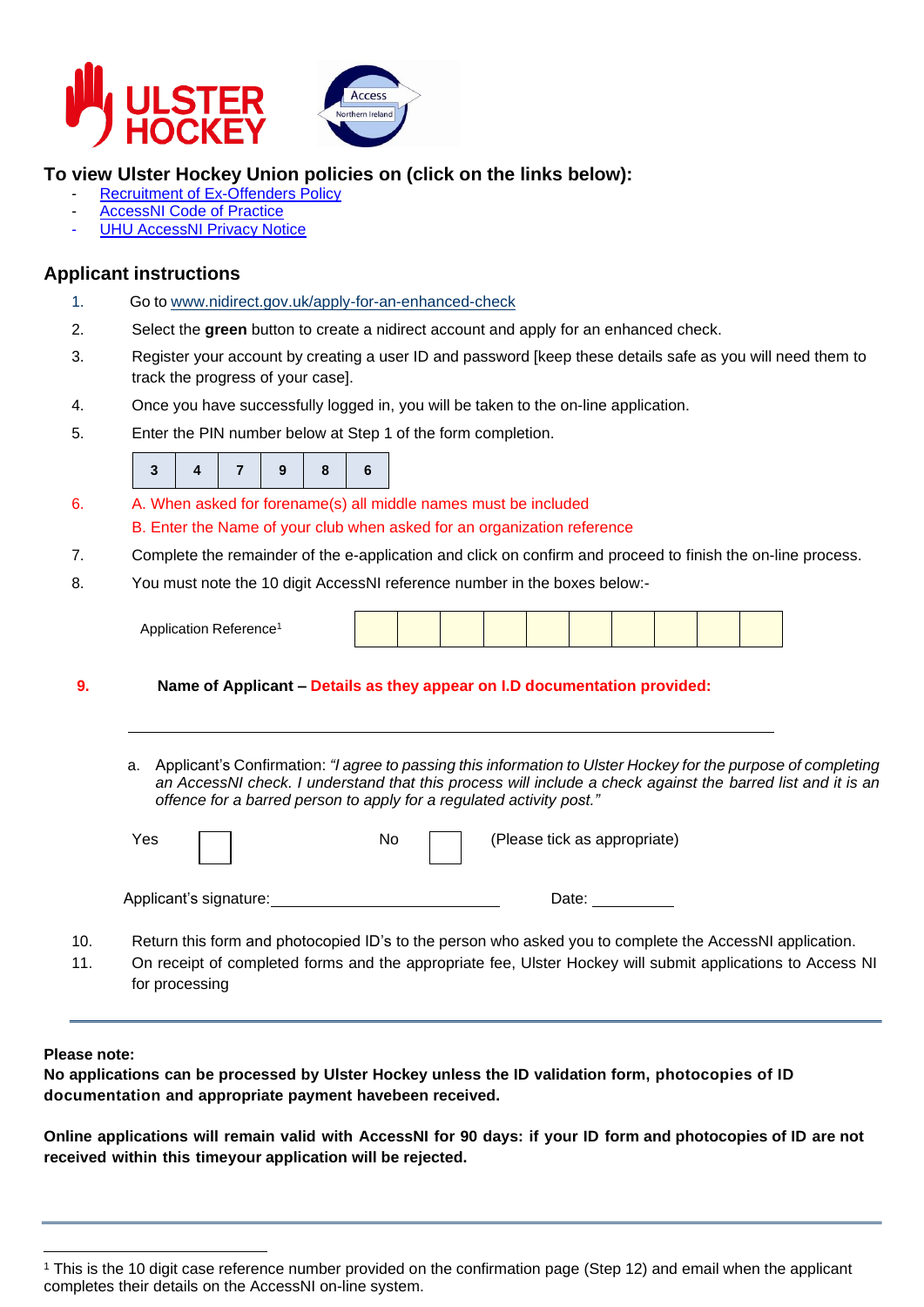## To view Ulster Hockey Union policies on (click on the links below):

- Recruitment of Ex-Offenders Policy
- AccessNI Code of Practice
- UHU AccessNI Privacy Notice

## Applicant instructions

1. Go to www.nidirect.gov.uk/apply-for-an-enhanced-check
2. Select the **green** button to create a nidirect account and apply for an enhanced check.
3. Register your account by creating a user ID and password [keep these details safe as you will need them to track the progress of your case].
4. Once you have successfully logged in, you will be taken to the on-line application.
5. Enter the PIN number below at Step 1 of the form completion.

| 3 | 4 | 7 | 9 | 8 | 6 |
|---|---|---|---|---|---|

6. A. When asked for forename(s) all middle names must be included
   B. Enter the Name of your club when asked for an organization reference
7. Complete the remainder of the e-application and click on confirm and proceed to finish the on-line process.
8. You must note the 10 digit AccessNI reference number in the boxes below:-

| Application Reference[1] | | | | | | | | | | |
|---|---|---|---|---|---|---|---|---|---|---|

9. **Name of Applicant – Details as they appear on I.D documentation provided:**

______________________________________________________________

   a. Applicant's Confirmation: *"I agree to passing this information to Ulster Hockey for the purpose of completing an AccessNI check. I understand that this process will include a check against the barred list and it is an offence for a barred person to apply for a regulated activity post."*

   Yes ☐ No ☐ (Please tick as appropriate)

   Applicant's signature: ______________________ Date: __________

10. Return this form and photocopied ID's to the person who asked you to complete the AccessNI application.
11. On receipt of completed forms and the appropriate fee, Ulster Hockey will submit applications to Access NI for processing

---

**Please note:**

**No applications can be processed by Ulster Hockey unless the ID validation form, photocopies of ID documentation and appropriate payment havebeen received.**

**Online applications will remain valid with AccessNI for 90 days: if your ID form and photocopies of ID are not received within this timeyour application will be rejected.**

---

[1] This is the 10 digit case reference number provided on the confirmation page (Step 12) and email when the applicant completes their details on the AccessNI on-line system.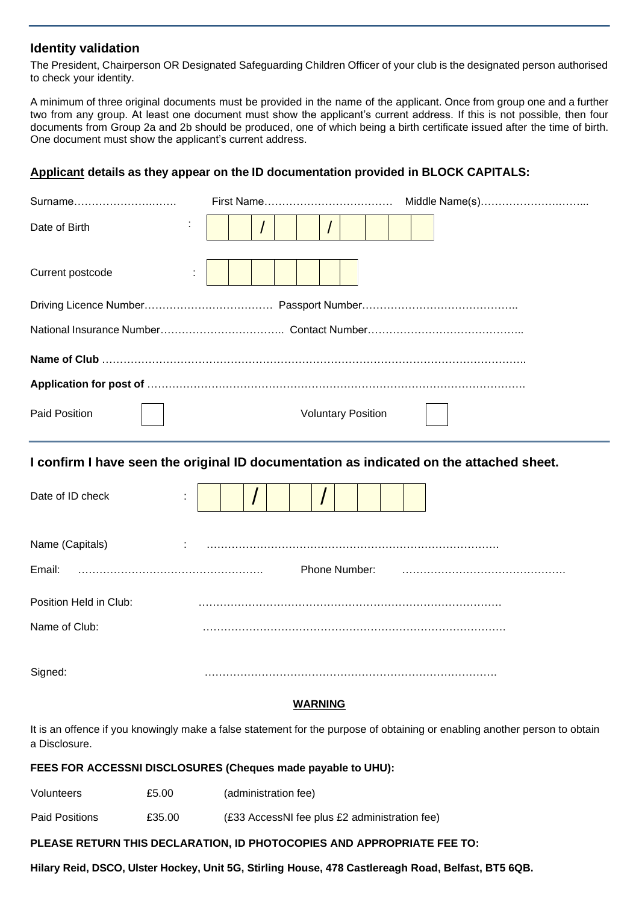## Identity validation

The President, Chairperson OR Designated Safeguarding Children Officer of your club is the designated person authorised to check your identity.

A minimum of three original documents must be provided in the name of the applicant. Once from group one and a further two from any group. At least one document must show the applicant's current address. If this is not possible, then four documents from Group 2a and 2b should be produced, one of which being a birth certificate issued after the time of birth. One document must show the applicant's current address.

### Applicant details as they appear on the ID documentation provided in BLOCK CAPITALS:

Surname………………….……. First Name……………………………… Middle Name(s)………………….……..

Date of Birth : | | | / | | | / | | | | |

Current postcode : | | | | | | | |

Driving Licence Number……………….…………… Passport Number……………………………………..

National Insurance Number…………………………….. Contact Number……………………………………..

**Name of Club** …………………………………………………………………………………………………….

**Application for post of** ……………………………………………………………………………………………

Paid Position ☐ Voluntary Position ☐

---

### I confirm I have seen the original ID documentation as indicated on the attached sheet.

Date of ID check : | | | / | | | / | | | | |

Name (Capitals) : ……………………………………………………………………….

Email: ……………………………………………. Phone Number: ……………………………………….

Position Held in Club: ………………………………………………………………………….

Name of Club: ………………………………………………………………………….

Signed: ……………………………………………………………………….

**WARNING**

It is an offence if you knowingly make a false statement for the purpose of obtaining or enabling another person to obtain a Disclosure.

**FEES FOR ACCESSNI DISCLOSURES (Cheques made payable to UHU):**

| | | |
|---|---|---|
| Volunteers | £5.00 | (administration fee) |
| Paid Positions | £35.00 | (£33 AccessNI fee plus £2 administration fee) |

**PLEASE RETURN THIS DECLARATION, ID PHOTOCOPIES AND APPROPRIATE FEE TO:**

**Hilary Reid, DSCO, Ulster Hockey, Unit 5G, Stirling House, 478 Castlereagh Road, Belfast, BT5 6QB.**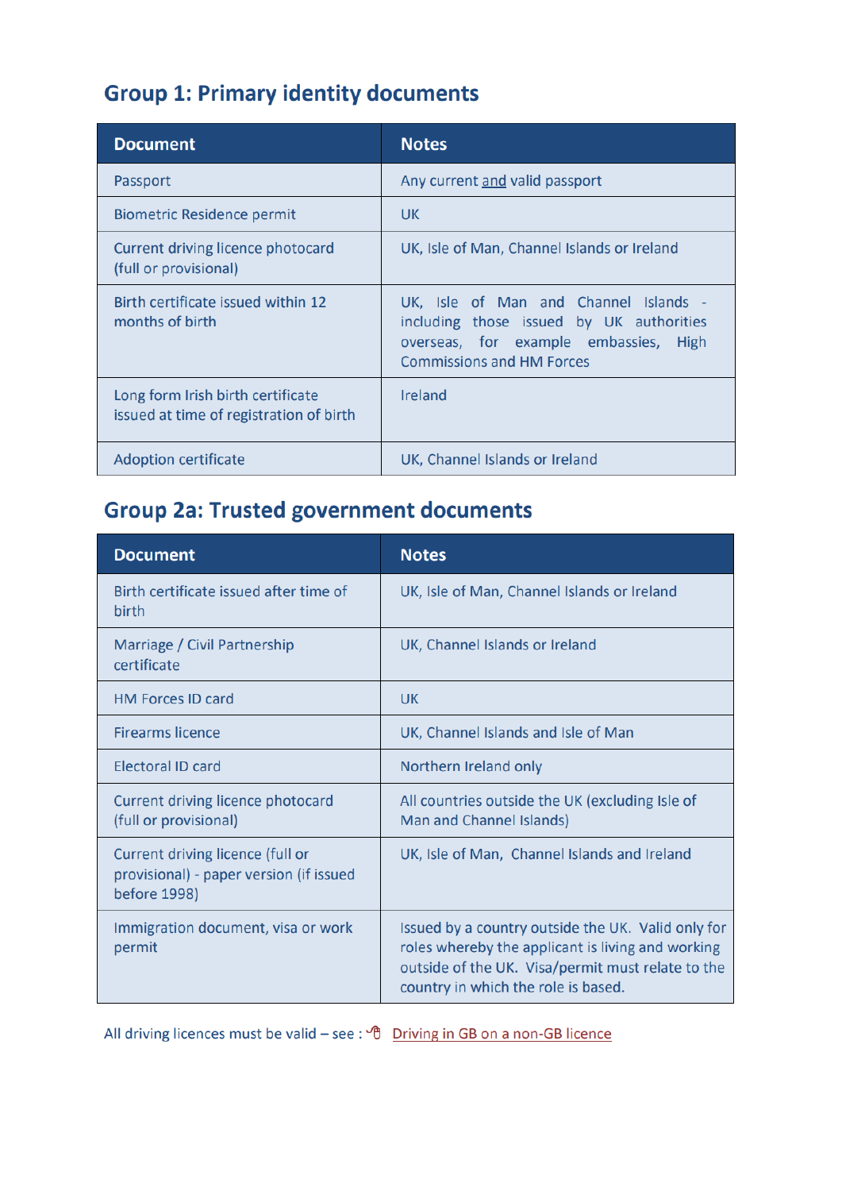## Group 1: Primary identity documents

| Document | Notes |
| --- | --- |
| Passport | Any current <u>and</u> valid passport |
| Biometric Residence permit | UK |
| Current driving licence photocard (full or provisional) | UK, Isle of Man, Channel Islands or Ireland |
| Birth certificate issued within 12 months of birth | UK, Isle of Man and Channel Islands - including those issued by UK authorities overseas, for example embassies, High Commissions and HM Forces |
| Long form Irish birth certificate issued at time of registration of birth | Ireland |
| Adoption certificate | UK, Channel Islands or Ireland |

## Group 2a: Trusted government documents

| Document | Notes |
| --- | --- |
| Birth certificate issued after time of birth | UK, Isle of Man, Channel Islands or Ireland |
| Marriage / Civil Partnership certificate | UK, Channel Islands or Ireland |
| HM Forces ID card | UK |
| Firearms licence | UK, Channel Islands and Isle of Man |
| Electoral ID card | Northern Ireland only |
| Current driving licence photocard (full or provisional) | All countries outside the UK (excluding Isle of Man and Channel Islands) |
| Current driving licence (full or provisional) - paper version (if issued before 1998) | UK, Isle of Man, Channel Islands and Ireland |
| Immigration document, visa or work permit | Issued by a country outside the UK. Valid only for roles whereby the applicant is living and working outside of the UK. Visa/permit must relate to the country in which the role is based. |

All driving licences must be valid – see : Driving in GB on a non-GB licence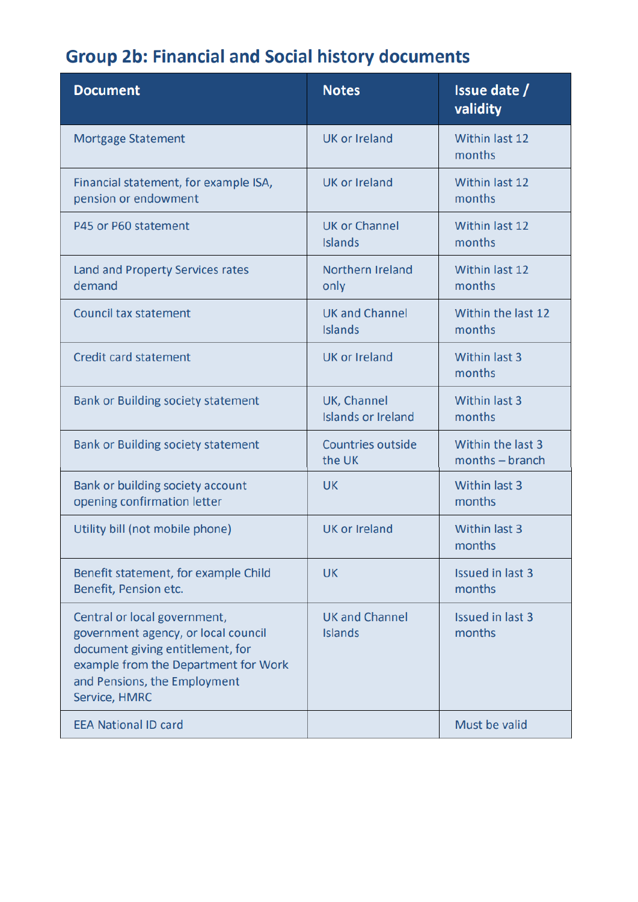## Group 2b: Financial and Social history documents

| Document | Notes | Issue date / validity |
|---|---|---|
| Mortgage Statement | UK or Ireland | Within last 12 months |
| Financial statement, for example ISA, pension or endowment | UK or Ireland | Within last 12 months |
| P45 or P60 statement | UK or Channel Islands | Within last 12 months |
| Land and Property Services rates demand | Northern Ireland only | Within last 12 months |
| Council tax statement | UK and Channel Islands | Within the last 12 months |
| Credit card statement | UK or Ireland | Within last 3 months |
| Bank or Building society statement | UK, Channel Islands or Ireland | Within last 3 months |
| Bank or Building society statement | Countries outside the UK | Within the last 3 months – branch |
| Bank or building society account opening confirmation letter | UK | Within last 3 months |
| Utility bill (not mobile phone) | UK or Ireland | Within last 3 months |
| Benefit statement, for example Child Benefit, Pension etc. | UK | Issued in last 3 months |
| Central or local government, government agency, or local council document giving entitlement, for example from the Department for Work and Pensions, the Employment Service, HMRC | UK and Channel Islands | Issued in last 3 months |
| EEA National ID card | | Must be valid |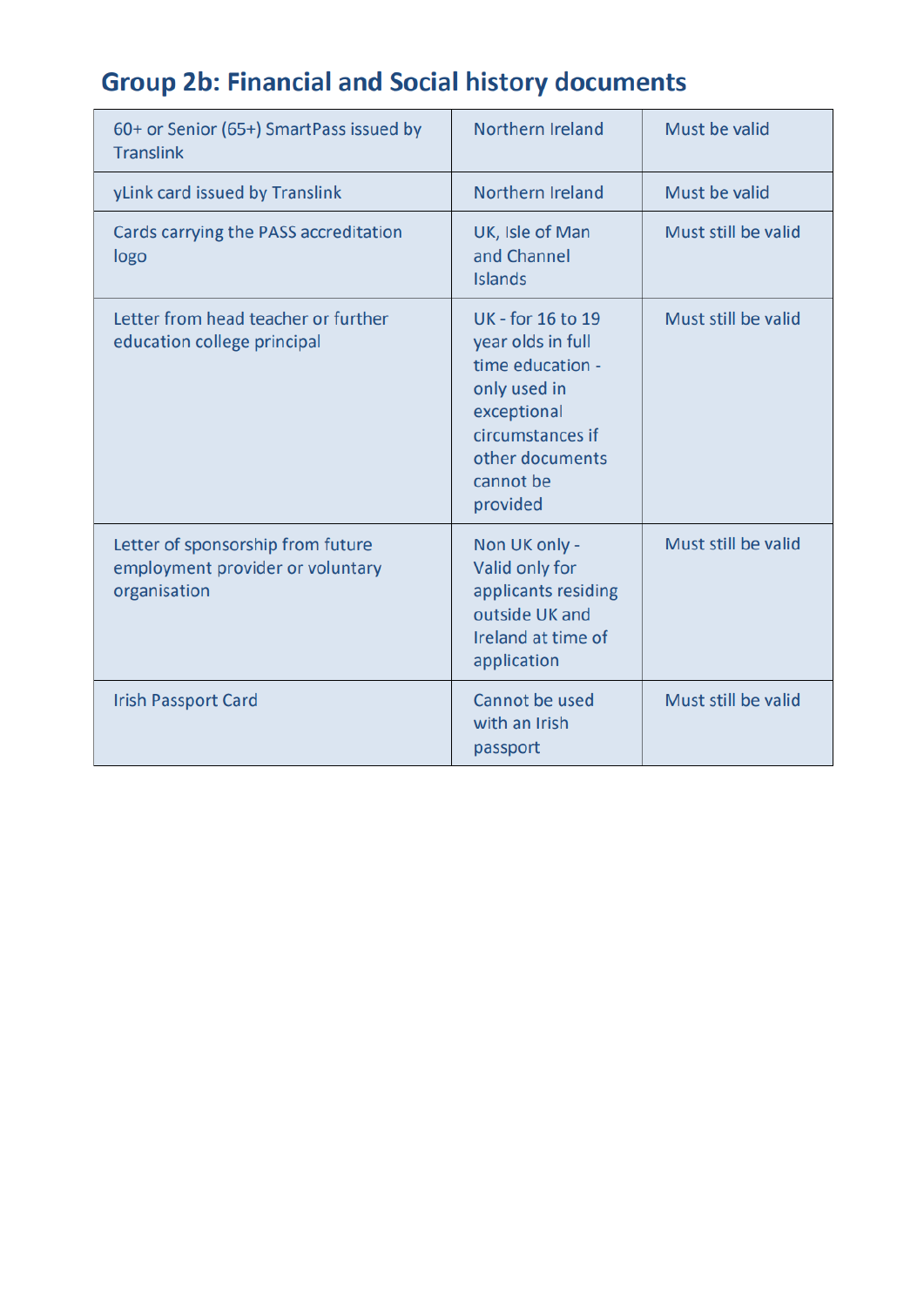## Group 2b: Financial and Social history documents

| | | |
|---|---|---|
| 60+ or Senior (65+) SmartPass issued by Translink | Northern Ireland | Must be valid |
| yLink card issued by Translink | Northern Ireland | Must be valid |
| Cards carrying the PASS accreditation logo | UK, Isle of Man and Channel Islands | Must still be valid |
| Letter from head teacher or further education college principal | UK - for 16 to 19 year olds in full time education - only used in exceptional circumstances if other documents cannot be provided | Must still be valid |
| Letter of sponsorship from future employment provider or voluntary organisation | Non UK only - Valid only for applicants residing outside UK and Ireland at time of application | Must still be valid |
| Irish Passport Card | Cannot be used with an Irish passport | Must still be valid |